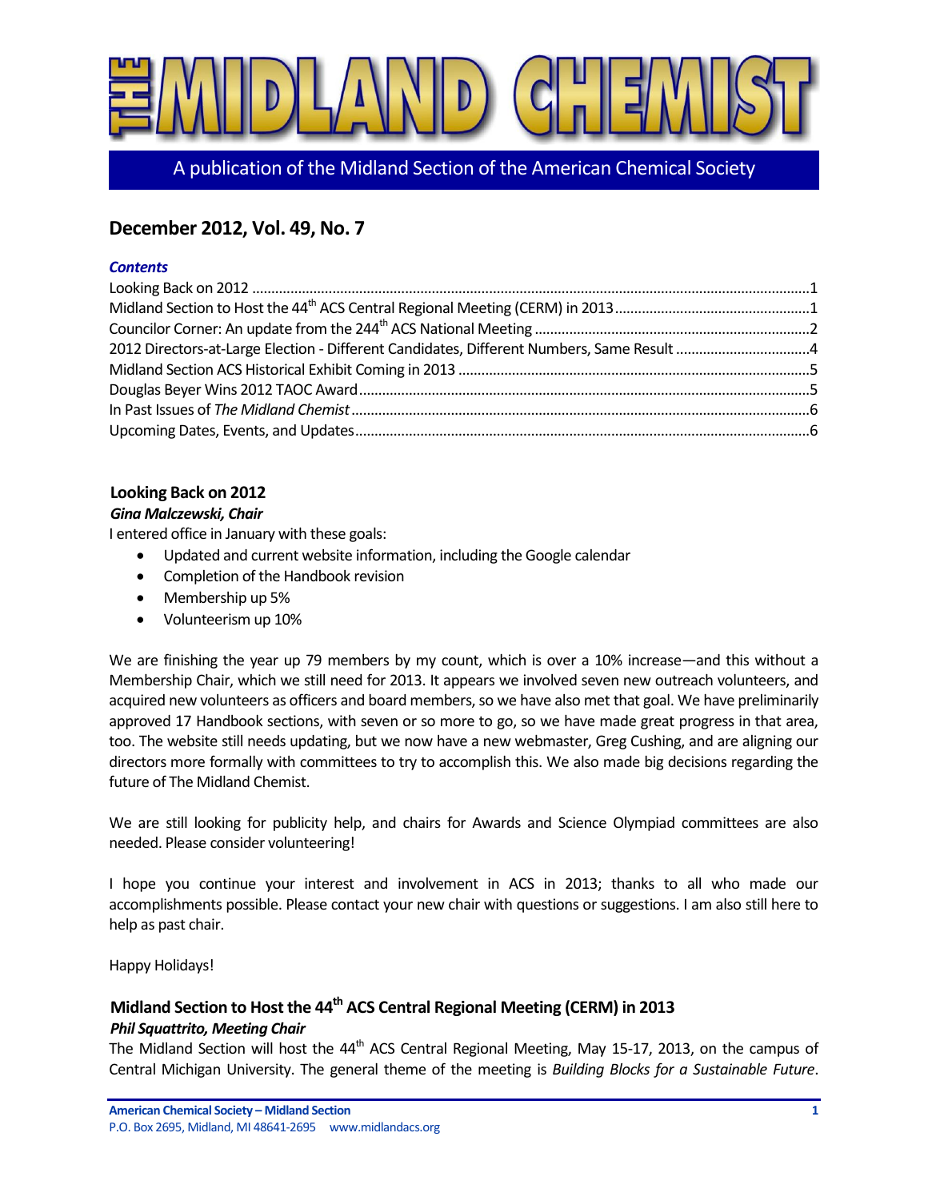# THE MIDLAND CHEMIST

A publication of the Midland Section of the American Chemical Society

## December 2012, Vol. 49, No. 7

***Contents***

Looking Back on 2012 ....1
Midland Section to Host the 44th ACS Central Regional Meeting (CERM) in 2013 ....1
Councilor Corner: An update from the 244th ACS National Meeting ....2
2012 Directors-at-Large Election - Different Candidates, Different Numbers, Same Result ....4
Midland Section ACS Historical Exhibit Coming in 2013 ....5
Douglas Beyer Wins 2012 TAOC Award ....5
In Past Issues of *The Midland Chemist* ....6
Upcoming Dates, Events, and Updates ....6

### Looking Back on 2012

***Gina Malczewski, Chair***

I entered office in January with these goals:

- Updated and current website information, including the Google calendar
- Completion of the Handbook revision
- Membership up 5%
- Volunteerism up 10%

We are finishing the year up 79 members by my count, which is over a 10% increase—and this without a Membership Chair, which we still need for 2013. It appears we involved seven new outreach volunteers, and acquired new volunteers as officers and board members, so we have also met that goal. We have preliminarily approved 17 Handbook sections, with seven or so more to go, so we have made great progress in that area, too. The website still needs updating, but we now have a new webmaster, Greg Cushing, and are aligning our directors more formally with committees to try to accomplish this. We also made big decisions regarding the future of The Midland Chemist.

We are still looking for publicity help, and chairs for Awards and Science Olympiad committees are also needed. Please consider volunteering!

I hope you continue your interest and involvement in ACS in 2013; thanks to all who made our accomplishments possible. Please contact your new chair with questions or suggestions. I am also still here to help as past chair.

Happy Holidays!

### Midland Section to Host the 44th ACS Central Regional Meeting (CERM) in 2013

***Phil Squattrito, Meeting Chair***

The Midland Section will host the 44th ACS Central Regional Meeting, May 15-17, 2013, on the campus of Central Michigan University. The general theme of the meeting is *Building Blocks for a Sustainable Future*.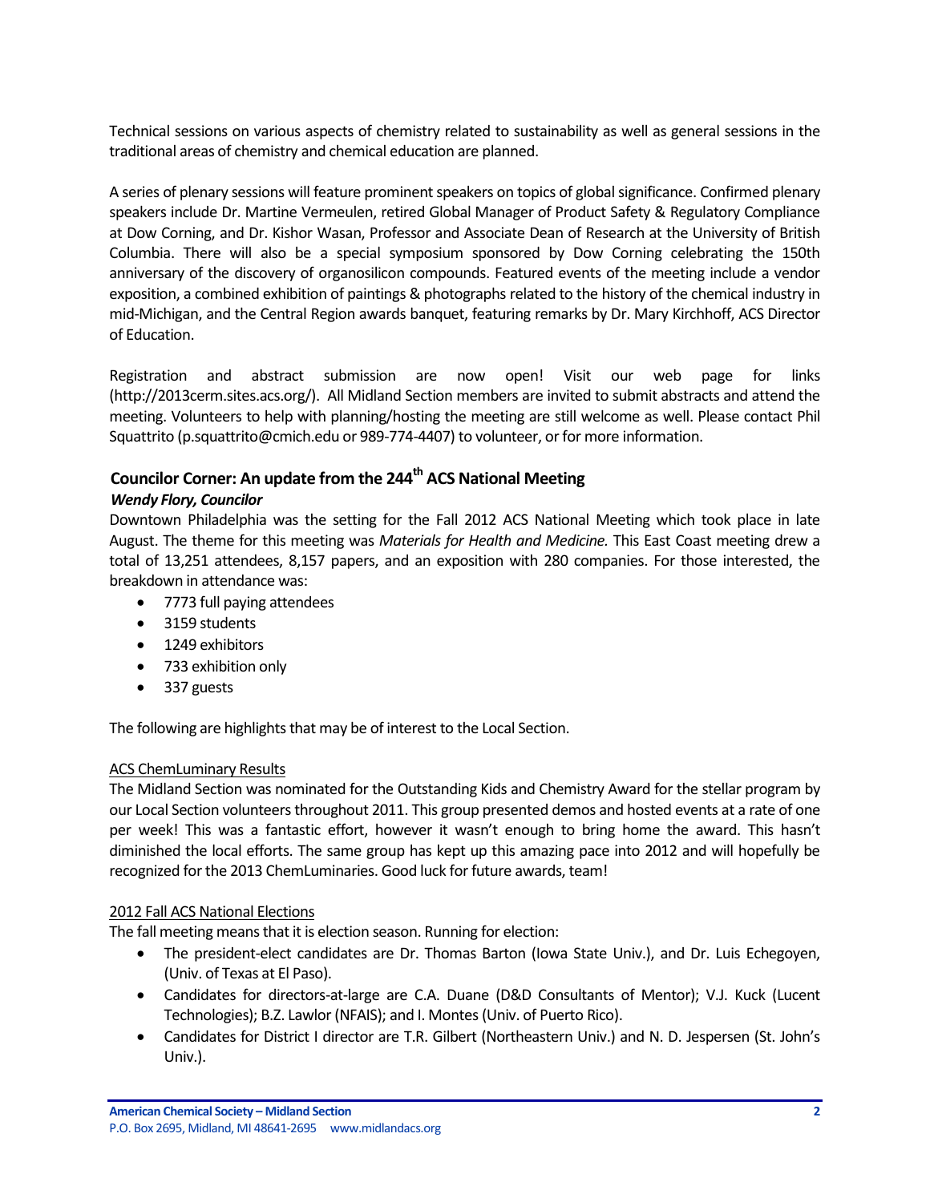Technical sessions on various aspects of chemistry related to sustainability as well as general sessions in the traditional areas of chemistry and chemical education are planned.

A series of plenary sessions will feature prominent speakers on topics of global significance. Confirmed plenary speakers include Dr. Martine Vermeulen, retired Global Manager of Product Safety & Regulatory Compliance at Dow Corning, and Dr. Kishor Wasan, Professor and Associate Dean of Research at the University of British Columbia. There will also be a special symposium sponsored by Dow Corning celebrating the 150th anniversary of the discovery of organosilicon compounds. Featured events of the meeting include a vendor exposition, a combined exhibition of paintings & photographs related to the history of the chemical industry in mid-Michigan, and the Central Region awards banquet, featuring remarks by Dr. Mary Kirchhoff, ACS Director of Education.

Registration and abstract submission are now open! Visit our web page for links (http://2013cerm.sites.acs.org/). All Midland Section members are invited to submit abstracts and attend the meeting. Volunteers to help with planning/hosting the meeting are still welcome as well. Please contact Phil Squattrito (p.squattrito@cmich.edu or 989-774-4407) to volunteer, or for more information.

## Councilor Corner: An update from the 244th ACS National Meeting

***Wendy Flory, Councilor***

Downtown Philadelphia was the setting for the Fall 2012 ACS National Meeting which took place in late August. The theme for this meeting was *Materials for Health and Medicine.* This East Coast meeting drew a total of 13,251 attendees, 8,157 papers, and an exposition with 280 companies. For those interested, the breakdown in attendance was:

- 7773 full paying attendees
- 3159 students
- 1249 exhibitors
- 733 exhibition only
- 337 guests

The following are highlights that may be of interest to the Local Section.

ACS ChemLuminary Results

The Midland Section was nominated for the Outstanding Kids and Chemistry Award for the stellar program by our Local Section volunteers throughout 2011. This group presented demos and hosted events at a rate of one per week! This was a fantastic effort, however it wasn't enough to bring home the award. This hasn't diminished the local efforts. The same group has kept up this amazing pace into 2012 and will hopefully be recognized for the 2013 ChemLuminaries. Good luck for future awards, team!

2012 Fall ACS National Elections

The fall meeting means that it is election season. Running for election:

- The president-elect candidates are Dr. Thomas Barton (Iowa State Univ.), and Dr. Luis Echegoyen, (Univ. of Texas at El Paso).
- Candidates for directors-at-large are C.A. Duane (D&D Consultants of Mentor); V.J. Kuck (Lucent Technologies); B.Z. Lawlor (NFAIS); and I. Montes (Univ. of Puerto Rico).
- Candidates for District I director are T.R. Gilbert (Northeastern Univ.) and N. D. Jespersen (St. John's Univ.).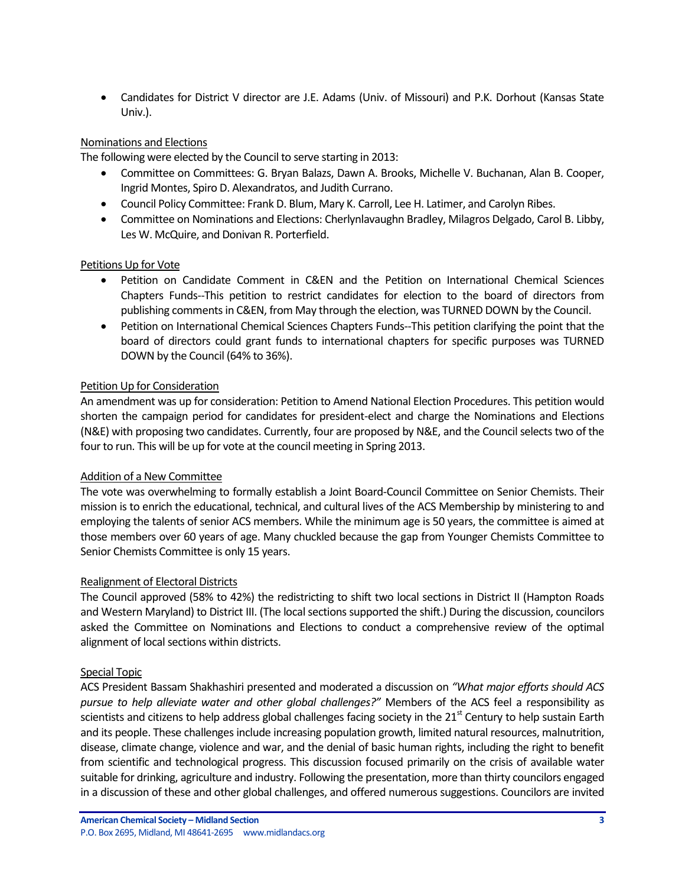- Candidates for District V director are J.E. Adams (Univ. of Missouri) and P.K. Dorhout (Kansas State Univ.).

Nominations and Elections

The following were elected by the Council to serve starting in 2013:

- Committee on Committees: G. Bryan Balazs, Dawn A. Brooks, Michelle V. Buchanan, Alan B. Cooper, Ingrid Montes, Spiro D. Alexandratos, and Judith Currano.
- Council Policy Committee: Frank D. Blum, Mary K. Carroll, Lee H. Latimer, and Carolyn Ribes.
- Committee on Nominations and Elections: Cherlynlavaughn Bradley, Milagros Delgado, Carol B. Libby, Les W. McQuire, and Donivan R. Porterfield.

Petitions Up for Vote

- Petition on Candidate Comment in C&EN and the Petition on International Chemical Sciences Chapters Funds--This petition to restrict candidates for election to the board of directors from publishing comments in C&EN, from May through the election, was TURNED DOWN by the Council.
- Petition on International Chemical Sciences Chapters Funds--This petition clarifying the point that the board of directors could grant funds to international chapters for specific purposes was TURNED DOWN by the Council (64% to 36%).

Petition Up for Consideration

An amendment was up for consideration: Petition to Amend National Election Procedures. This petition would shorten the campaign period for candidates for president-elect and charge the Nominations and Elections (N&E) with proposing two candidates. Currently, four are proposed by N&E, and the Council selects two of the four to run. This will be up for vote at the council meeting in Spring 2013.

Addition of a New Committee

The vote was overwhelming to formally establish a Joint Board-Council Committee on Senior Chemists. Their mission is to enrich the educational, technical, and cultural lives of the ACS Membership by ministering to and employing the talents of senior ACS members. While the minimum age is 50 years, the committee is aimed at those members over 60 years of age. Many chuckled because the gap from Younger Chemists Committee to Senior Chemists Committee is only 15 years.

Realignment of Electoral Districts

The Council approved (58% to 42%) the redistricting to shift two local sections in District II (Hampton Roads and Western Maryland) to District III. (The local sections supported the shift.) During the discussion, councilors asked the Committee on Nominations and Elections to conduct a comprehensive review of the optimal alignment of local sections within districts.

Special Topic

ACS President Bassam Shakhashiri presented and moderated a discussion on *"What major efforts should ACS pursue to help alleviate water and other global challenges?"* Members of the ACS feel a responsibility as scientists and citizens to help address global challenges facing society in the 21st Century to help sustain Earth and its people. These challenges include increasing population growth, limited natural resources, malnutrition, disease, climate change, violence and war, and the denial of basic human rights, including the right to benefit from scientific and technological progress. This discussion focused primarily on the crisis of available water suitable for drinking, agriculture and industry. Following the presentation, more than thirty councilors engaged in a discussion of these and other global challenges, and offered numerous suggestions. Councilors are invited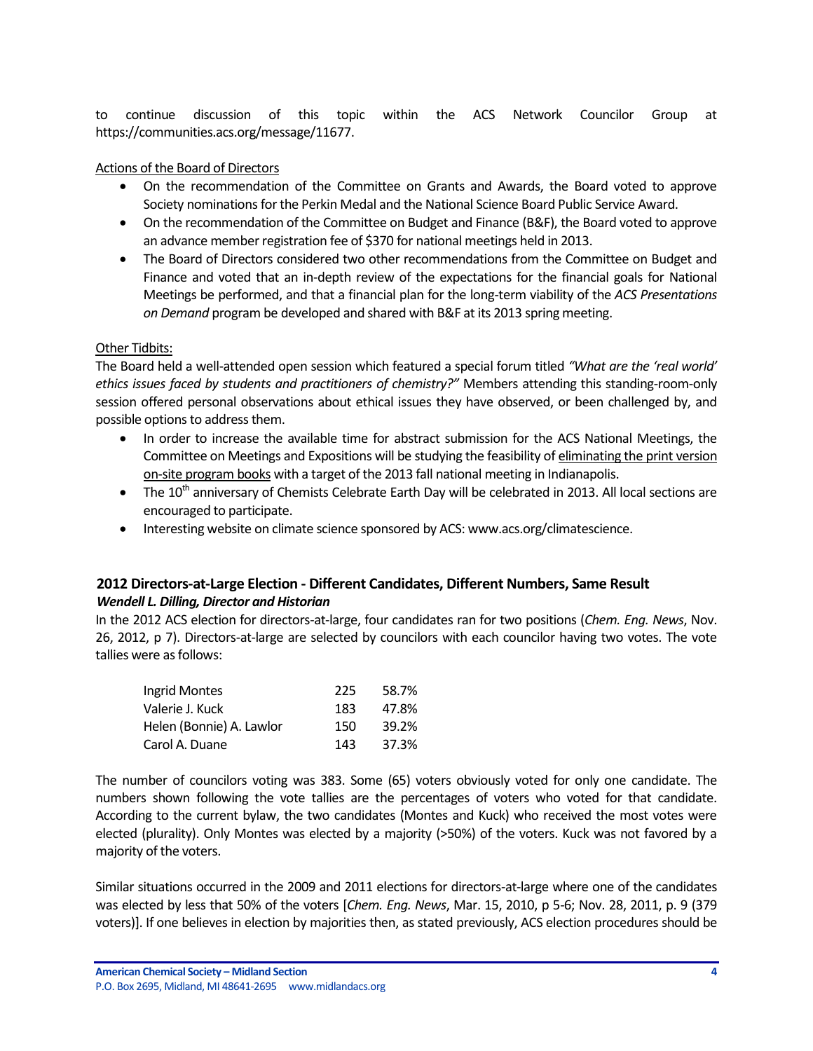to continue discussion of this topic within the ACS Network Councilor Group at https://communities.acs.org/message/11677.

<u>Actions of the Board of Directors</u>

- On the recommendation of the Committee on Grants and Awards, the Board voted to approve Society nominations for the Perkin Medal and the National Science Board Public Service Award.
- On the recommendation of the Committee on Budget and Finance (B&F), the Board voted to approve an advance member registration fee of $370 for national meetings held in 2013.
- The Board of Directors considered two other recommendations from the Committee on Budget and Finance and voted that an in-depth review of the expectations for the financial goals for National Meetings be performed, and that a financial plan for the long-term viability of the *ACS Presentations on Demand* program be developed and shared with B&F at its 2013 spring meeting.

<u>Other Tidbits:</u>

The Board held a well-attended open session which featured a special forum titled *"What are the 'real world' ethics issues faced by students and practitioners of chemistry?"* Members attending this standing-room-only session offered personal observations about ethical issues they have observed, or been challenged by, and possible options to address them.

- In order to increase the available time for abstract submission for the ACS National Meetings, the Committee on Meetings and Expositions will be studying the feasibility of <u>eliminating the print version on-site program books</u> with a target of the 2013 fall national meeting in Indianapolis.
- The 10th anniversary of Chemists Celebrate Earth Day will be celebrated in 2013. All local sections are encouraged to participate.
- Interesting website on climate science sponsored by ACS: www.acs.org/climatescience.

## 2012 Directors-at-Large Election - Different Candidates, Different Numbers, Same Result

***Wendell L. Dilling, Director and Historian***

In the 2012 ACS election for directors-at-large, four candidates ran for two positions (*Chem. Eng. News*, Nov. 26, 2012, p 7). Directors-at-large are selected by councilors with each councilor having two votes. The vote tallies were as follows:

| | | |
|---|---|---|
| Ingrid Montes | 225 | 58.7% |
| Valerie J. Kuck | 183 | 47.8% |
| Helen (Bonnie) A. Lawlor | 150 | 39.2% |
| Carol A. Duane | 143 | 37.3% |

The number of councilors voting was 383. Some (65) voters obviously voted for only one candidate. The numbers shown following the vote tallies are the percentages of voters who voted for that candidate. According to the current bylaw, the two candidates (Montes and Kuck) who received the most votes were elected (plurality). Only Montes was elected by a majority (>50%) of the voters. Kuck was not favored by a majority of the voters.

Similar situations occurred in the 2009 and 2011 elections for directors-at-large where one of the candidates was elected by less that 50% of the voters [*Chem. Eng. News*, Mar. 15, 2010, p 5-6; Nov. 28, 2011, p. 9 (379 voters)]. If one believes in election by majorities then, as stated previously, ACS election procedures should be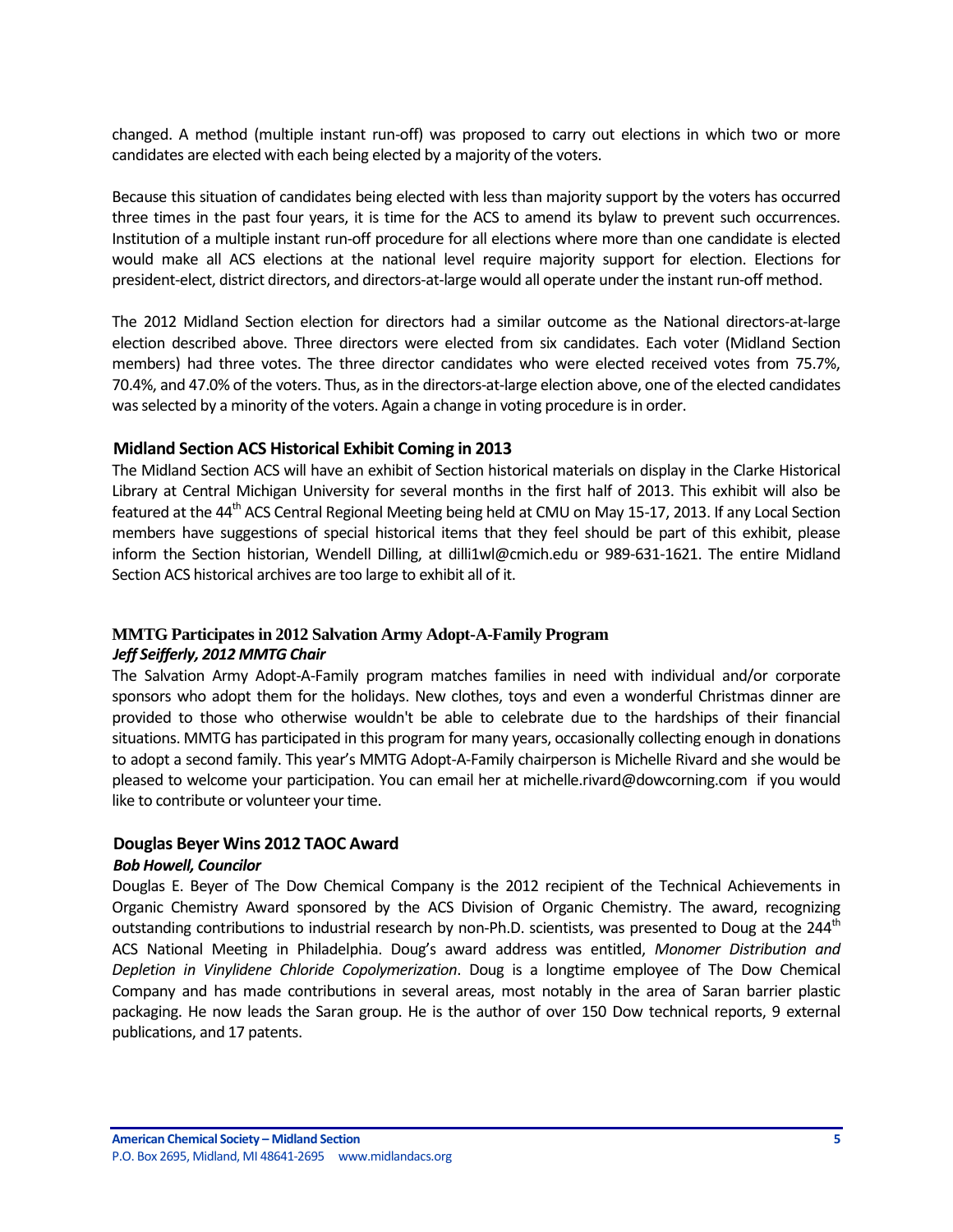changed. A method (multiple instant run-off) was proposed to carry out elections in which two or more candidates are elected with each being elected by a majority of the voters.

Because this situation of candidates being elected with less than majority support by the voters has occurred three times in the past four years, it is time for the ACS to amend its bylaw to prevent such occurrences. Institution of a multiple instant run-off procedure for all elections where more than one candidate is elected would make all ACS elections at the national level require majority support for election. Elections for president-elect, district directors, and directors-at-large would all operate under the instant run-off method.

The 2012 Midland Section election for directors had a similar outcome as the National directors-at-large election described above. Three directors were elected from six candidates. Each voter (Midland Section members) had three votes. The three director candidates who were elected received votes from 75.7%, 70.4%, and 47.0% of the voters. Thus, as in the directors-at-large election above, one of the elected candidates was selected by a minority of the voters. Again a change in voting procedure is in order.

## Midland Section ACS Historical Exhibit Coming in 2013

The Midland Section ACS will have an exhibit of Section historical materials on display in the Clarke Historical Library at Central Michigan University for several months in the first half of 2013. This exhibit will also be featured at the 44th ACS Central Regional Meeting being held at CMU on May 15-17, 2013. If any Local Section members have suggestions of special historical items that they feel should be part of this exhibit, please inform the Section historian, Wendell Dilling, at dilli1wl@cmich.edu or 989-631-1621. The entire Midland Section ACS historical archives are too large to exhibit all of it.

## MMTG Participates in 2012 Salvation Army Adopt-A-Family Program

***Jeff Seifferly, 2012 MMTG Chair***

The Salvation Army Adopt-A-Family program matches families in need with individual and/or corporate sponsors who adopt them for the holidays. New clothes, toys and even a wonderful Christmas dinner are provided to those who otherwise wouldn't be able to celebrate due to the hardships of their financial situations. MMTG has participated in this program for many years, occasionally collecting enough in donations to adopt a second family. This year's MMTG Adopt-A-Family chairperson is Michelle Rivard and she would be pleased to welcome your participation. You can email her at michelle.rivard@dowcorning.com if you would like to contribute or volunteer your time.

## Douglas Beyer Wins 2012 TAOC Award

***Bob Howell, Councilor***

Douglas E. Beyer of The Dow Chemical Company is the 2012 recipient of the Technical Achievements in Organic Chemistry Award sponsored by the ACS Division of Organic Chemistry. The award, recognizing outstanding contributions to industrial research by non-Ph.D. scientists, was presented to Doug at the 244th ACS National Meeting in Philadelphia. Doug's award address was entitled, *Monomer Distribution and Depletion in Vinylidene Chloride Copolymerization*. Doug is a longtime employee of The Dow Chemical Company and has made contributions in several areas, most notably in the area of Saran barrier plastic packaging. He now leads the Saran group. He is the author of over 150 Dow technical reports, 9 external publications, and 17 patents.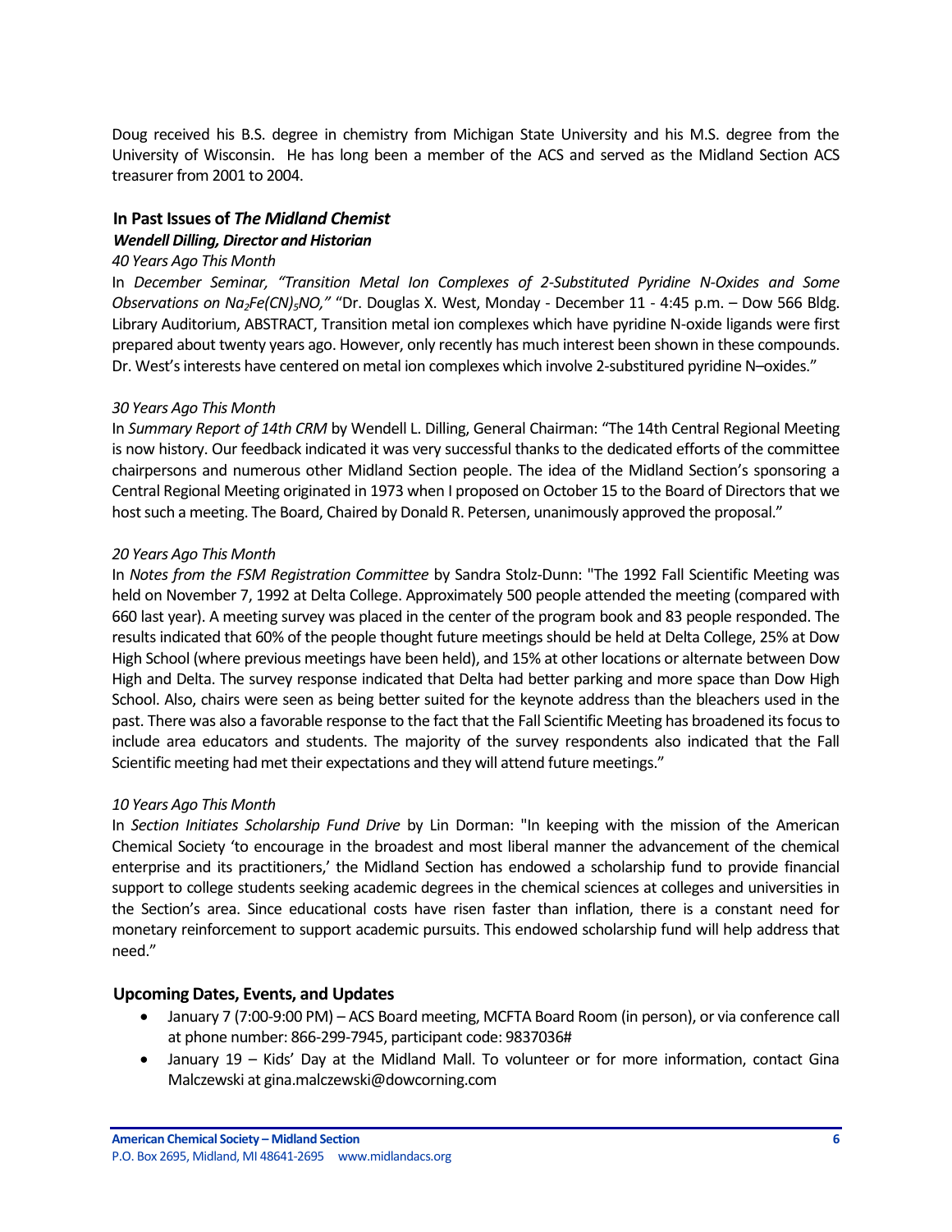Doug received his B.S. degree in chemistry from Michigan State University and his M.S. degree from the University of Wisconsin. He has long been a member of the ACS and served as the Midland Section ACS treasurer from 2001 to 2004.

### In Past Issues of *The Midland Chemist*

***Wendell Dilling, Director and Historian***

*40 Years Ago This Month*

In *December Seminar, "Transition Metal Ion Complexes of 2-Substituted Pyridine N-Oxides and Some Observations on $Na_2Fe(CN)_5NO$,"* "Dr. Douglas X. West, Monday - December 11 - 4:45 p.m. – Dow 566 Bldg. Library Auditorium, ABSTRACT, Transition metal ion complexes which have pyridine N-oxide ligands were first prepared about twenty years ago. However, only recently has much interest been shown in these compounds. Dr. West's interests have centered on metal ion complexes which involve 2-substitured pyridine N–oxides."

*30 Years Ago This Month*

In *Summary Report of 14th CRM* by Wendell L. Dilling, General Chairman: "The 14th Central Regional Meeting is now history. Our feedback indicated it was very successful thanks to the dedicated efforts of the committee chairpersons and numerous other Midland Section people. The idea of the Midland Section's sponsoring a Central Regional Meeting originated in 1973 when I proposed on October 15 to the Board of Directors that we host such a meeting. The Board, Chaired by Donald R. Petersen, unanimously approved the proposal."

*20 Years Ago This Month*

In *Notes from the FSM Registration Committee* by Sandra Stolz-Dunn: "The 1992 Fall Scientific Meeting was held on November 7, 1992 at Delta College. Approximately 500 people attended the meeting (compared with 660 last year). A meeting survey was placed in the center of the program book and 83 people responded. The results indicated that 60% of the people thought future meetings should be held at Delta College, 25% at Dow High School (where previous meetings have been held), and 15% at other locations or alternate between Dow High and Delta. The survey response indicated that Delta had better parking and more space than Dow High School. Also, chairs were seen as being better suited for the keynote address than the bleachers used in the past. There was also a favorable response to the fact that the Fall Scientific Meeting has broadened its focus to include area educators and students. The majority of the survey respondents also indicated that the Fall Scientific meeting had met their expectations and they will attend future meetings."

*10 Years Ago This Month*

In *Section Initiates Scholarship Fund Drive* by Lin Dorman: "In keeping with the mission of the American Chemical Society 'to encourage in the broadest and most liberal manner the advancement of the chemical enterprise and its practitioners,' the Midland Section has endowed a scholarship fund to provide financial support to college students seeking academic degrees in the chemical sciences at colleges and universities in the Section's area. Since educational costs have risen faster than inflation, there is a constant need for monetary reinforcement to support academic pursuits. This endowed scholarship fund will help address that need."

### Upcoming Dates, Events, and Updates

- January 7 (7:00-9:00 PM) – ACS Board meeting, MCFTA Board Room (in person), or via conference call at phone number: 866-299-7945, participant code: 9837036#
- January 19 – Kids' Day at the Midland Mall. To volunteer or for more information, contact Gina Malczewski at gina.malczewski@dowcorning.com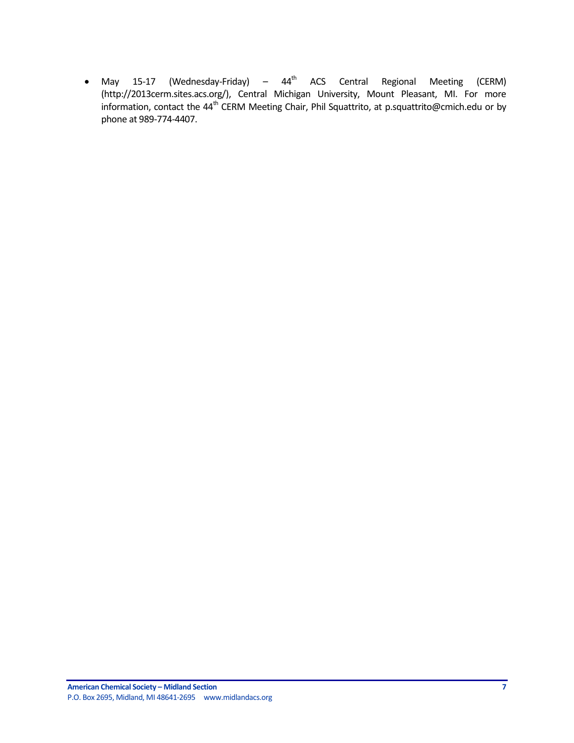- May 15-17 (Wednesday-Friday) – 44th ACS Central Regional Meeting (CERM) (http://2013cerm.sites.acs.org/), Central Michigan University, Mount Pleasant, MI. For more information, contact the 44th CERM Meeting Chair, Phil Squattrito, at p.squattrito@cmich.edu or by phone at 989-774-4407.